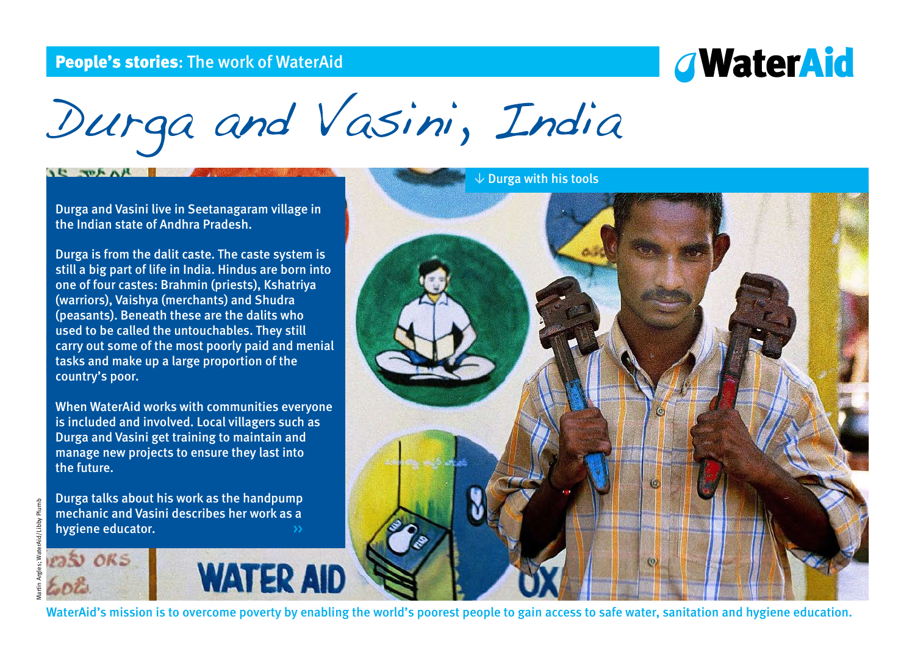**People's stories**: The work of WaterAid

# Durga and Vasini, India

Durga and Vasini live in Seetanagaram village in the Indian state of Andhra Pradesh.

Durga is from the dalit caste. The caste system is still a big part of life in India. Hindus are born into one of four castes: Brahmin (priests), Kshatriya (warriors), Vaishya (merchants) and Shudra (peasants). Beneath these are the dalits who used to be called the untouchables. They still carry out some of the most poorly paid and menial tasks and make up a large proportion of the country's poor.

When WaterAid works with communities everyone is included and involved. Local villagers such as Durga and Vasini get training to maintain and manage new projects to ensure they last into the future.

Durga talks about his work as the handpump mechanic and Vasini describes her work as a hygiene educator. ››

↓ Durga with his tools

Martin Argles; WaterAid/Libby Plumb

WaterAid's mission is to overcome poverty by enabling the world's poorest people to gain access to safe water, sanitation and hygiene education.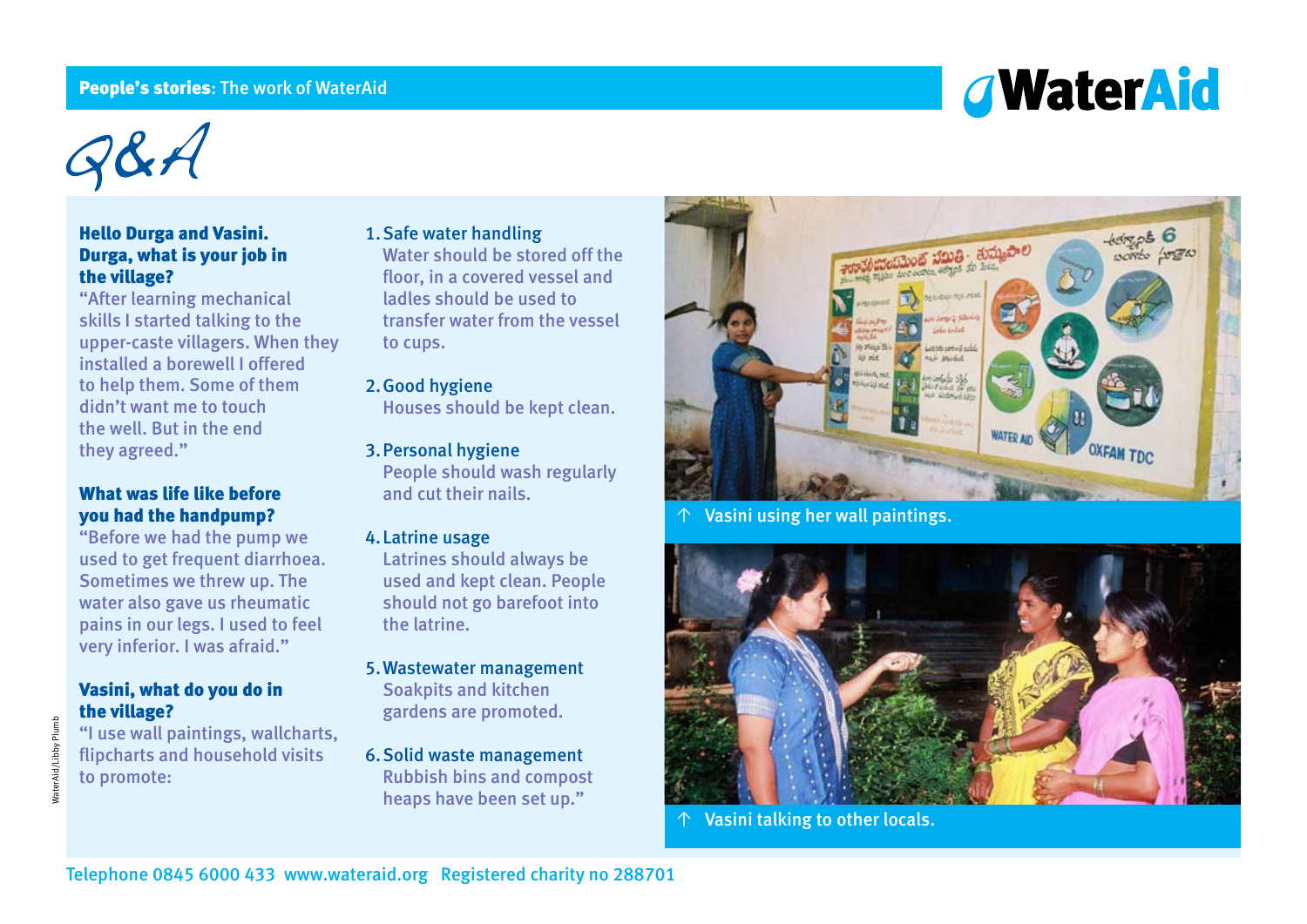# Q&A

**Hello Durga and Vasini. Durga, what is your job in the village?**

"After learning mechanical skills I started talking to the upper-caste villagers. When they installed a borewell I offered to help them. Some of them didn't want me to touch the well. But in the end they agreed."

**What was life like before you had the handpump?**

"Before we had the pump we used to get frequent diarrhoea. Sometimes we threw up. The water also gave us rheumatic pains in our legs. I used to feel very inferior. I was afraid."

**Vasini, what do you do in the village?**

"I use wall paintings, wallcharts, flipcharts and household visits to promote:

1. Safe water handling
   Water should be stored off the floor, in a covered vessel and ladles should be used to transfer water from the vessel to cups.
2. Good hygiene
   Houses should be kept clean.
3. Personal hygiene
   People should wash regularly and cut their nails.
4. Latrine usage
   Latrines should always be used and kept clean. People should not go barefoot into the latrine.
5. Wastewater management
   Soakpits and kitchen gardens are promoted.
6. Solid waste management
   Rubbish bins and compost heaps have been set up."

↑ Vasini using her wall paintings.

↑ Vasini talking to other locals.

WaterAid/Libby Plumb

Telephone 0845 6000 433 www.wateraid.org Registered charity no 288701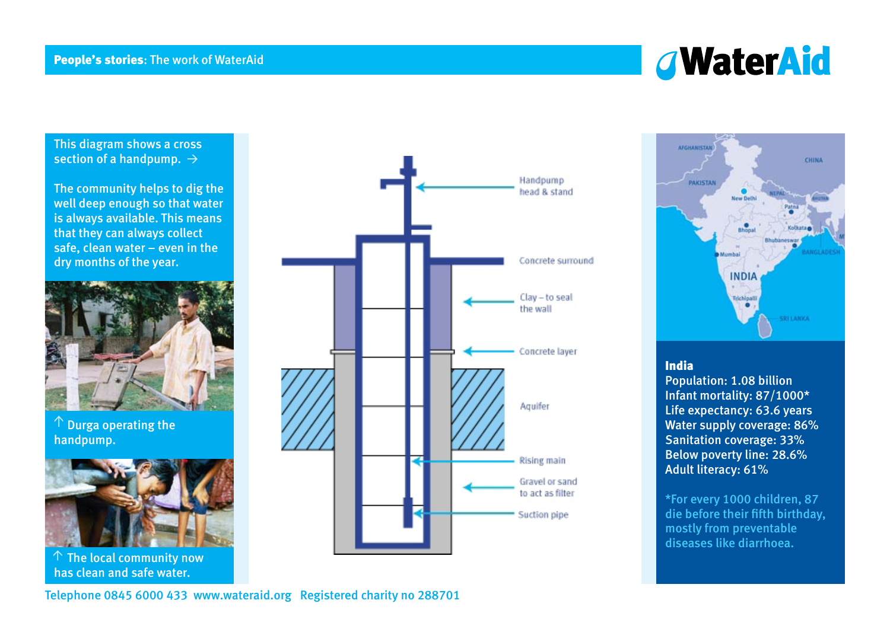**People's stories**: The work of WaterAid

This diagram shows a cross section of a handpump. →

The community helps to dig the well deep enough so that water is always available. This means that they can always collect safe, clean water – even in the dry months of the year.

↑ Durga operating the handpump.

↑ The local community now has clean and safe water.

Handpump head & stand

Concrete surround

Clay – to seal the wall

Concrete layer

Aquifer

Rising main

Gravel or sand to act as filter

Suction pipe

AFGHANISTAN

CHINA

PAKISTAN

New Delhi

NEPAL

BHUTAN

Patna

Bhopal

Kolkata

Bhubaneswar

Mumbai

BANGLADESH

INDIA

Trichipalli

SRI LANKA

## India

Population: 1.08 billion
Infant mortality: 87/1000*
Life expectancy: 63.6 years
Water supply coverage: 86%
Sanitation coverage: 33%
Below poverty line: 28.6%
Adult literacy: 61%

*For every 1000 children, 87 die before their fifth birthday, mostly from preventable diseases like diarrhoea.

Telephone 0845 6000 433 www.wateraid.org Registered charity no 288701